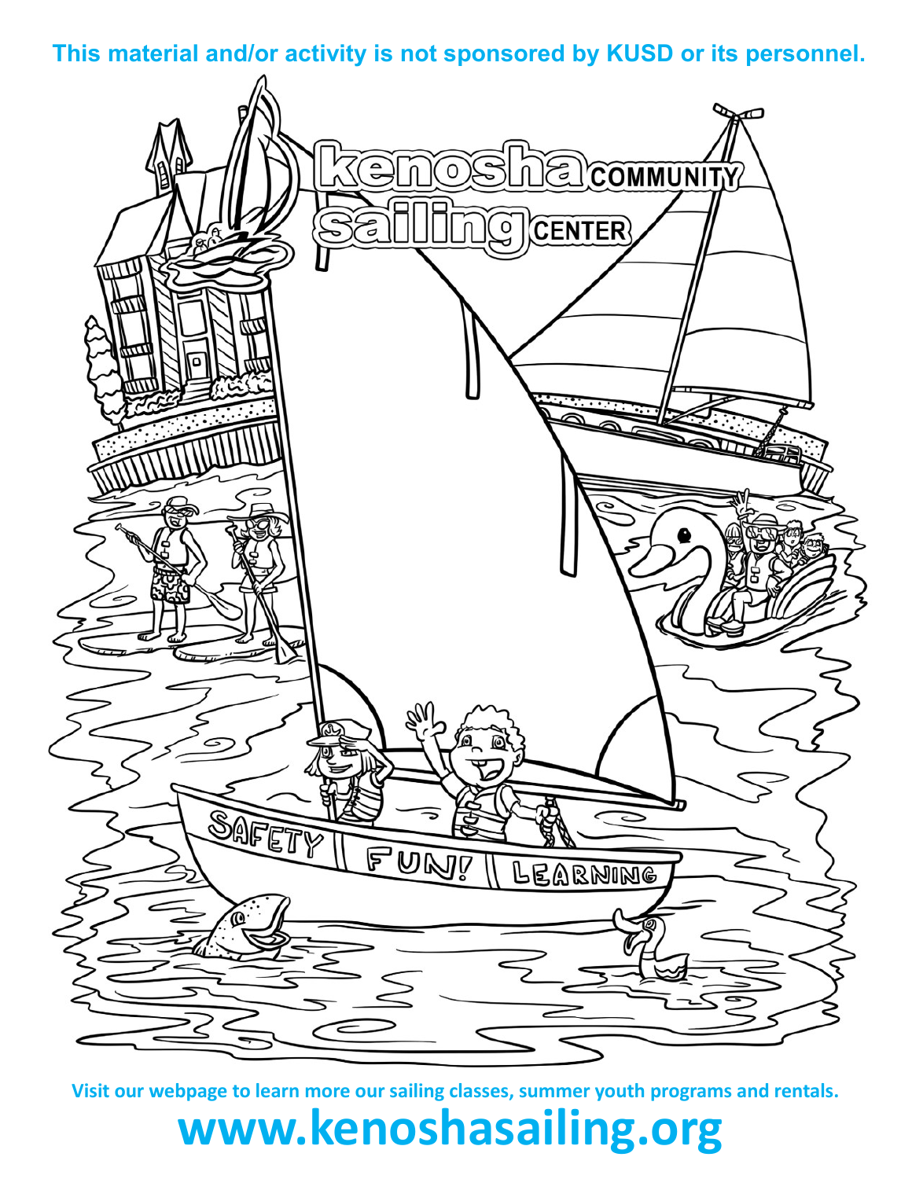**This material and/or activity is not sponsored by KUSD or its personnel.**

kenosha COMMUNITY sailing CENTER

SAFETY | FUN! | LEARNING

**Visit our webpage to learn more our sailing classes, summer youth programs and rentals.**

# www.kenoshasailing.org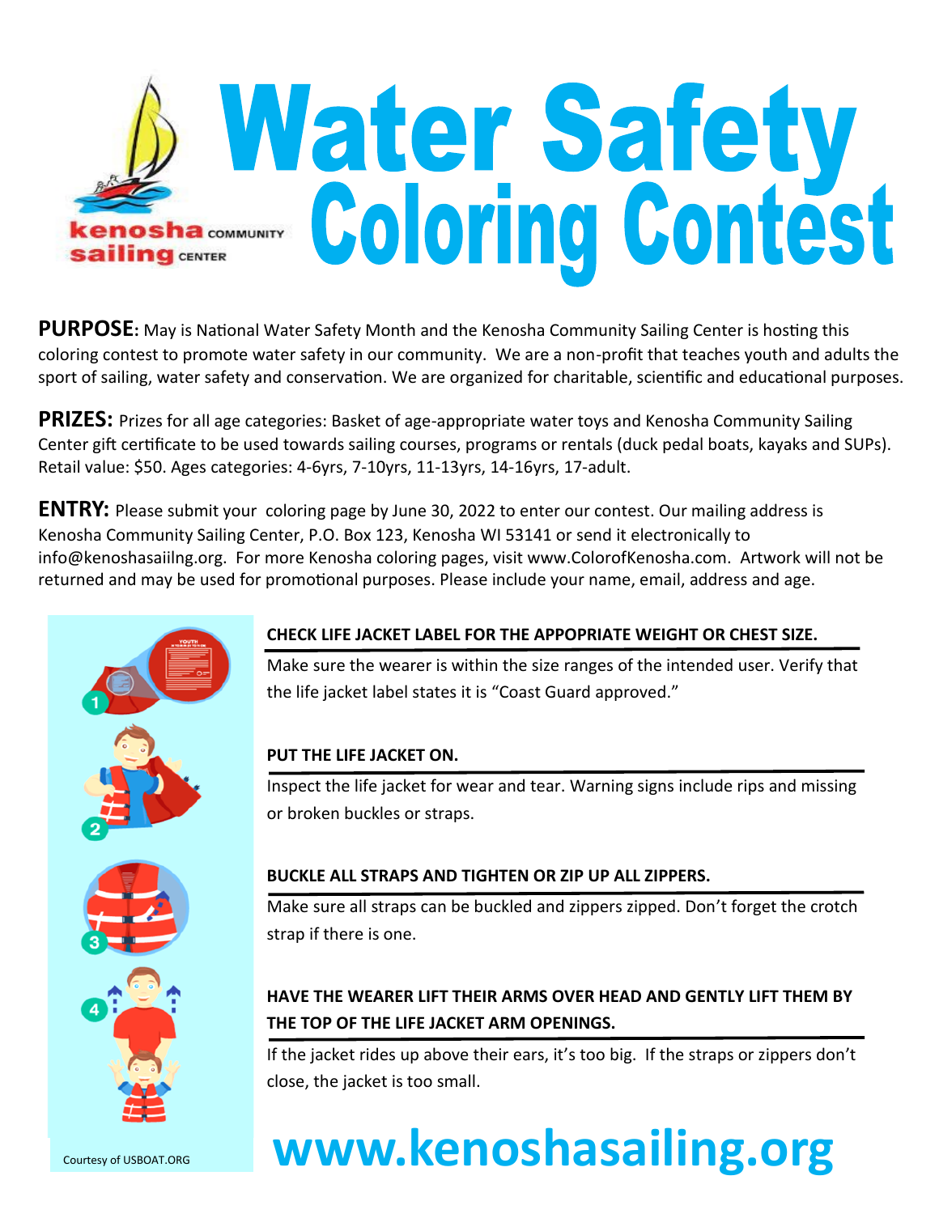kenosha COMMUNITY sailing CENTER

# Water Safety Coloring Contest

**PURPOSE:** May is National Water Safety Month and the Kenosha Community Sailing Center is hosting this coloring contest to promote water safety in our community. We are a non-profit that teaches youth and adults the sport of sailing, water safety and conservation. We are organized for charitable, scientific and educational purposes.

**PRIZES:** Prizes for all age categories: Basket of age-appropriate water toys and Kenosha Community Sailing Center gift certificate to be used towards sailing courses, programs or rentals (duck pedal boats, kayaks and SUPs). Retail value: $50. Ages categories: 4-6yrs, 7-10yrs, 11-13yrs, 14-16yrs, 17-adult.

**ENTRY:** Please submit your coloring page by June 30, 2022 to enter our contest. Our mailing address is Kenosha Community Sailing Center, P.O. Box 123, Kenosha WI 53141 or send it electronically to info@kenoshasaiilng.org. For more Kenosha coloring pages, visit www.ColorofKenosha.com. Artwork will not be returned and may be used for promotional purposes. Please include your name, email, address and age.

1. **CHECK LIFE JACKET LABEL FOR THE APPOPRIATE WEIGHT OR CHEST SIZE.**

   Make sure the wearer is within the size ranges of the intended user. Verify that the life jacket label states it is "Coast Guard approved."

2. **PUT THE LIFE JACKET ON.**

   Inspect the life jacket for wear and tear. Warning signs include rips and missing or broken buckles or straps.

3. **BUCKLE ALL STRAPS AND TIGHTEN OR ZIP UP ALL ZIPPERS.**

   Make sure all straps can be buckled and zippers zipped. Don't forget the crotch strap if there is one.

4. **HAVE THE WEARER LIFT THEIR ARMS OVER HEAD AND GENTLY LIFT THEM BY THE TOP OF THE LIFE JACKET ARM OPENINGS.**

   If the jacket rides up above their ears, it's too big. If the straps or zippers don't close, the jacket is too small.

Courtesy of USBOAT.ORG

**www.kenoshasailing.org**